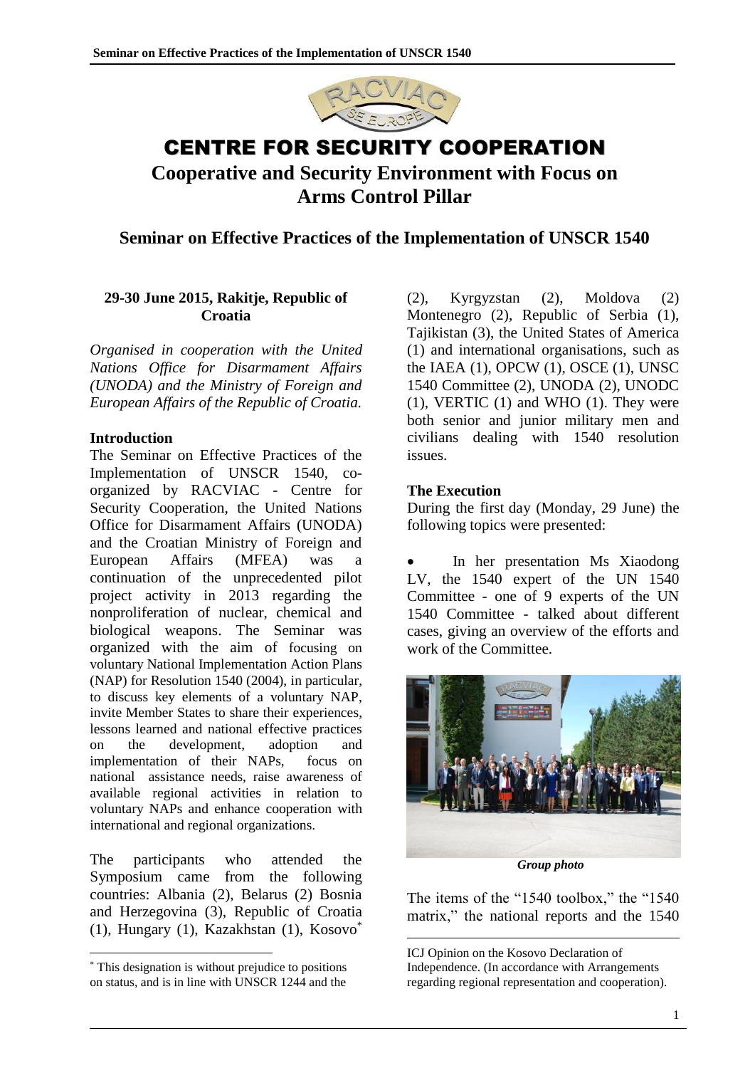# CENTRE FOR SECURITY COOPERATION

## Cooperative and Security Environment with Focus on Arms Control Pillar

## Seminar on Effective Practices of the Implementation of UNSCR 1540

**29-30 June 2015, Rakitje, Republic of Croatia**

*Organised in cooperation with the United Nations Office for Disarmament Affairs (UNODA) and the Ministry of Foreign and European Affairs of the Republic of Croatia.*

### Introduction

The Seminar on Effective Practices of the Implementation of UNSCR 1540, co-organized by RACVIAC - Centre for Security Cooperation, the United Nations Office for Disarmament Affairs (UNODA) and the Croatian Ministry of Foreign and European Affairs (MFEA) was a continuation of the unprecedented pilot project activity in 2013 regarding the nonproliferation of nuclear, chemical and biological weapons. The Seminar was organized with the aim of focusing on voluntary National Implementation Action Plans (NAP) for Resolution 1540 (2004), in particular, to discuss key elements of a voluntary NAP, invite Member States to share their experiences, lessons learned and national effective practices on the development, adoption and implementation of their NAPs, focus on national assistance needs, raise awareness of available regional activities in relation to voluntary NAPs and enhance cooperation with international and regional organizations.

The participants who attended the Symposium came from the following countries: Albania (2), Belarus (2) Bosnia and Herzegovina (3), Republic of Croatia (1), Hungary (1), Kazakhstan (1), Kosovo* (2), Kyrgyzstan (2), Moldova (2) Montenegro (2), Republic of Serbia (1), Tajikistan (3), the United States of America (1) and international organisations, such as the IAEA (1), OPCW (1), OSCE (1), UNSC 1540 Committee (2), UNODA (2), UNODC (1), VERTIC (1) and WHO (1). They were both senior and junior military men and civilians dealing with 1540 resolution issues.

### The Execution

During the first day (Monday, 29 June) the following topics were presented:

- In her presentation Ms Xiaodong LV, the 1540 expert of the UN 1540 Committee - one of 9 experts of the UN 1540 Committee - talked about different cases, giving an overview of the efforts and work of the Committee.

*Group photo*

The items of the "1540 toolbox," the "1540 matrix," the national reports and the 1540

---

* This designation is without prejudice to positions on status, and is in line with UNSCR 1244 and the ICJ Opinion on the Kosovo Declaration of Independence. (In accordance with Arrangements regarding regional representation and cooperation).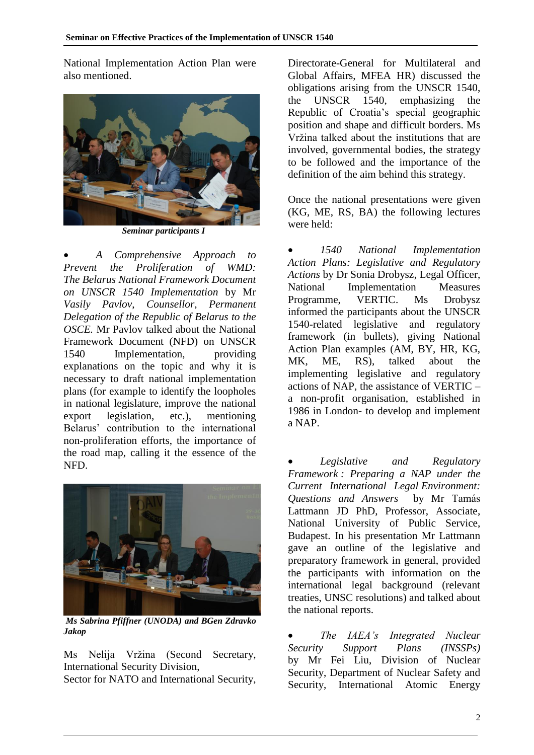National Implementation Action Plan were also mentioned.

*Seminar participants I*

- *A Comprehensive Approach to Prevent the Proliferation of WMD: The Belarus National Framework Document on UNSCR 1540 Implementation* by *Mr Vasily Pavlov, Counsellor, Permanent Delegation of the Republic of Belarus to the OSCE.* Mr Pavlov talked about the National Framework Document (NFD) on UNSCR 1540 Implementation, providing explanations on the topic and why it is necessary to draft national implementation plans (for example to identify the loopholes in national legislature, improve the national export legislation, etc.), mentioning Belarus' contribution to the international non-proliferation efforts, the importance of the road map, calling it the essence of the NFD.

***Ms Sabrina Pfiffner (UNODA) and BGen Zdravko Jakop***

Ms Nelija Vržina (Second Secretary, International Security Division, Sector for NATO and International Security, Directorate-General for Multilateral and Global Affairs, MFEA HR) discussed the obligations arising from the UNSCR 1540, the UNSCR 1540, emphasizing the Republic of Croatia's special geographic position and shape and difficult borders. Ms Vržina talked about the institutions that are involved, governmental bodies, the strategy to be followed and the importance of the definition of the aim behind this strategy.

Once the national presentations were given (KG, ME, RS, BA) the following lectures were held:

- *1540 National Implementation Action Plans: Legislative and Regulatory Actions* by Dr Sonia Drobysz, Legal Officer, National Implementation Measures Programme, VERTIC. Ms Drobysz informed the participants about the UNSCR 1540-related legislative and regulatory framework (in bullets), giving National Action Plan examples (AM, BY, HR, KG, MK, ME, RS), talked about the implementing legislative and regulatory actions of NAP, the assistance of VERTIC – a non-profit organisation, established in 1986 in London- to develop and implement a NAP.

- *Legislative and Regulatory Framework : Preparing a NAP under the Current International Legal Environment: Questions and Answers* by Mr Tamás Lattmann JD PhD, Professor, Associate, National University of Public Service, Budapest. In his presentation Mr Lattmann gave an outline of the legislative and preparatory framework in general, provided the participants with information on the international legal background (relevant treaties, UNSC resolutions) and talked about the national reports.

- *The IAEA's Integrated Nuclear Security Support Plans (INSSPs)* by Mr Fei Liu, Division of Nuclear Security, Department of Nuclear Safety and Security, International Atomic Energy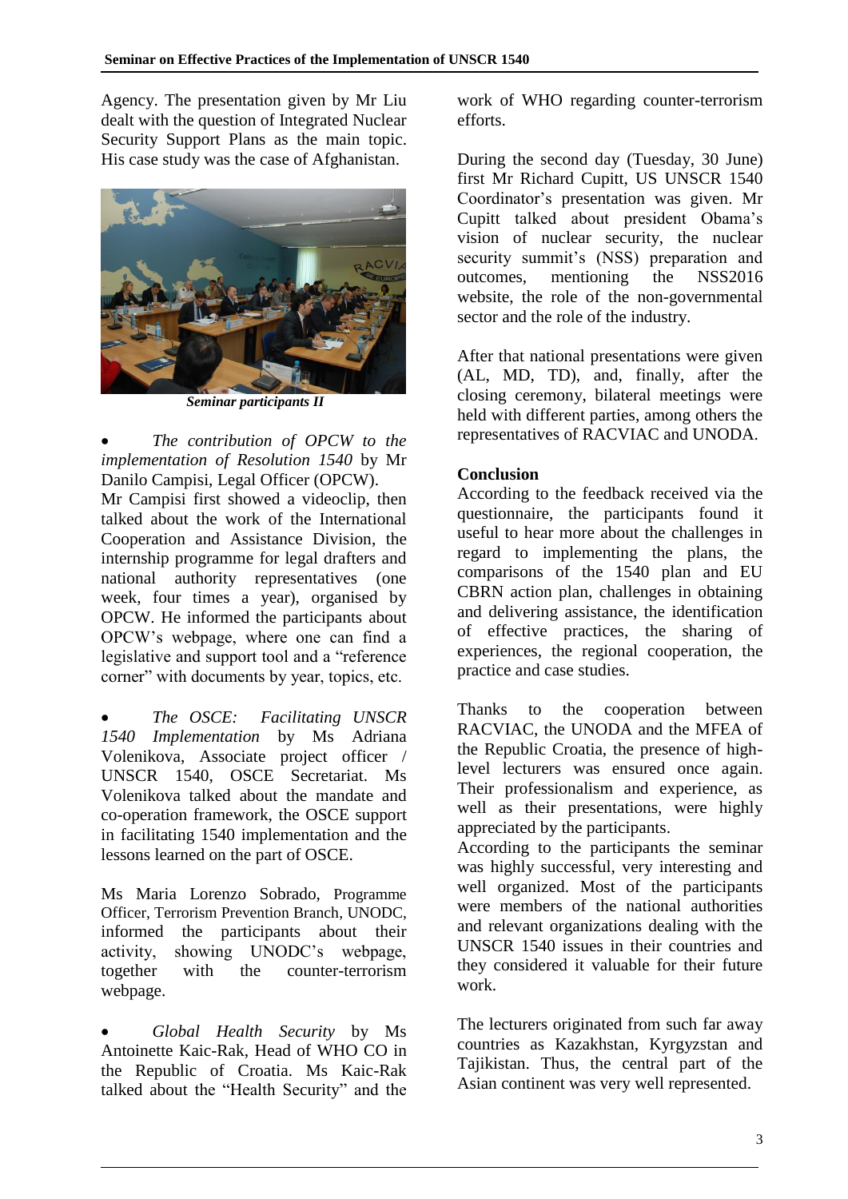Agency. The presentation given by Mr Liu dealt with the question of Integrated Nuclear Security Support Plans as the main topic. His case study was the case of Afghanistan.

***Seminar participants II***

- *The contribution of OPCW to the implementation of Resolution 1540* by Mr Danilo Campisi, Legal Officer (OPCW).

Mr Campisi first showed a videoclip, then talked about the work of the International Cooperation and Assistance Division, the internship programme for legal drafters and national authority representatives (one week, four times a year), organised by OPCW. He informed the participants about OPCW's webpage, where one can find a legislative and support tool and a "reference corner" with documents by year, topics, etc.

- *The OSCE: Facilitating UNSCR 1540 Implementation* by Ms Adriana Volenikova, Associate project officer / UNSCR 1540, OSCE Secretariat. Ms Volenikova talked about the mandate and co-operation framework, the OSCE support in facilitating 1540 implementation and the lessons learned on the part of OSCE.

Ms Maria Lorenzo Sobrado, Programme Officer, Terrorism Prevention Branch, UNODC, informed the participants about their activity, showing UNODC's webpage, together with the counter-terrorism webpage.

- *Global Health Security* by Ms Antoinette Kaic-Rak, Head of WHO CO in the Republic of Croatia. Ms Kaic-Rak talked about the "Health Security" and the work of WHO regarding counter-terrorism efforts.

During the second day (Tuesday, 30 June) first Mr Richard Cupitt, US UNSCR 1540 Coordinator's presentation was given. Mr Cupitt talked about president Obama's vision of nuclear security, the nuclear security summit's (NSS) preparation and outcomes, mentioning the NSS2016 website, the role of the non-governmental sector and the role of the industry.

After that national presentations were given (AL, MD, TD), and, finally, after the closing ceremony, bilateral meetings were held with different parties, among others the representatives of RACVIAC and UNODA.

**Conclusion**

According to the feedback received via the questionnaire, the participants found it useful to hear more about the challenges in regard to implementing the plans, the comparisons of the 1540 plan and EU CBRN action plan, challenges in obtaining and delivering assistance, the identification of effective practices, the sharing of experiences, the regional cooperation, the practice and case studies.

Thanks to the cooperation between RACVIAC, the UNODA and the MFEA of the Republic Croatia, the presence of high-level lecturers was ensured once again. Their professionalism and experience, as well as their presentations, were highly appreciated by the participants.

According to the participants the seminar was highly successful, very interesting and well organized. Most of the participants were members of the national authorities and relevant organizations dealing with the UNSCR 1540 issues in their countries and they considered it valuable for their future work.

The lecturers originated from such far away countries as Kazakhstan, Kyrgyzstan and Tajikistan. Thus, the central part of the Asian continent was very well represented.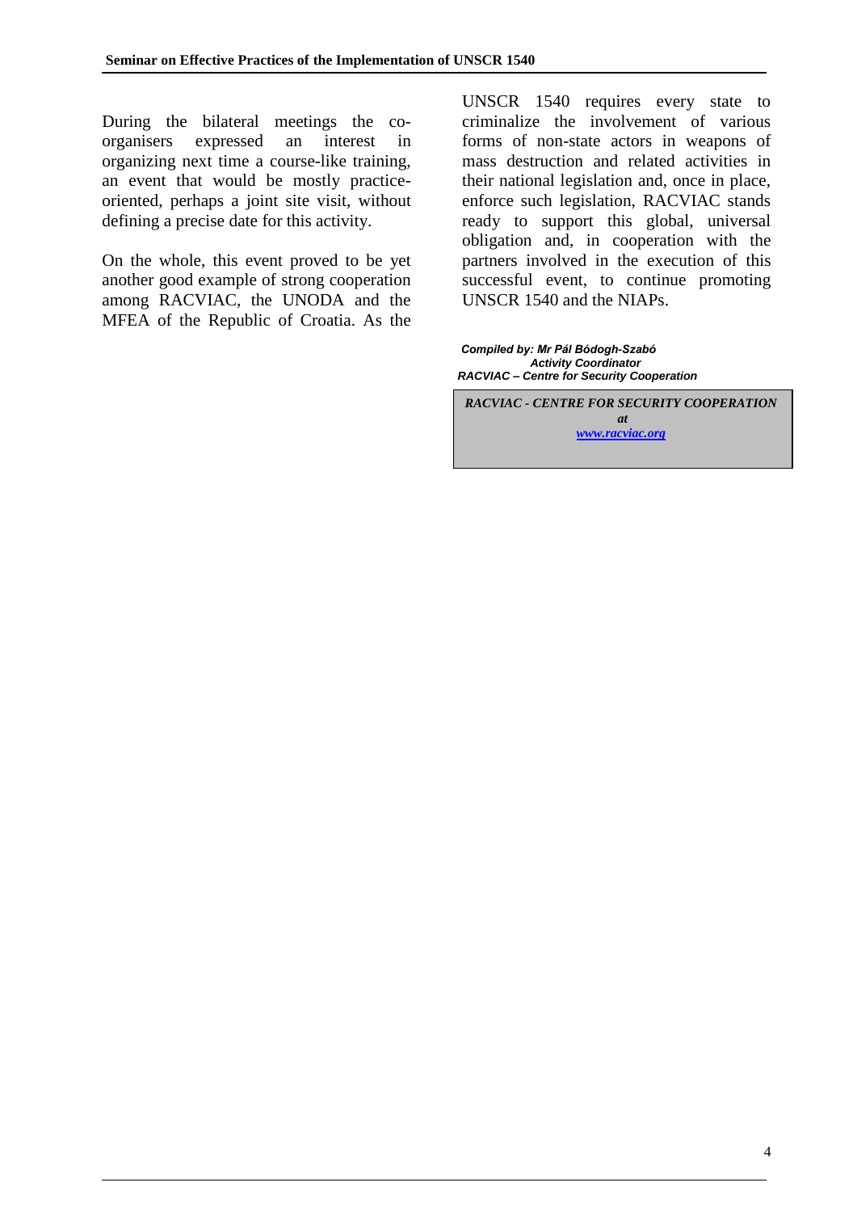During the bilateral meetings the co-organisers expressed an interest in organizing next time a course-like training, an event that would be mostly practice-oriented, perhaps a joint site visit, without defining a precise date for this activity.

On the whole, this event proved to be yet another good example of strong cooperation among RACVIAC, the UNODA and the MFEA of the Republic of Croatia. As the UNSCR 1540 requires every state to criminalize the involvement of various forms of non-state actors in weapons of mass destruction and related activities in their national legislation and, once in place, enforce such legislation, RACVIAC stands ready to support this global, universal obligation and, in cooperation with the partners involved in the execution of this successful event, to continue promoting UNSCR 1540 and the NIAPs.

***Compiled by: Mr Pál Bódogh-Szabó***
***Activity Coordinator***
***RACVIAC – Centre for Security Cooperation***

***RACVIAC - CENTRE FOR SECURITY COOPERATION***
***at***
***www.racviac.org***